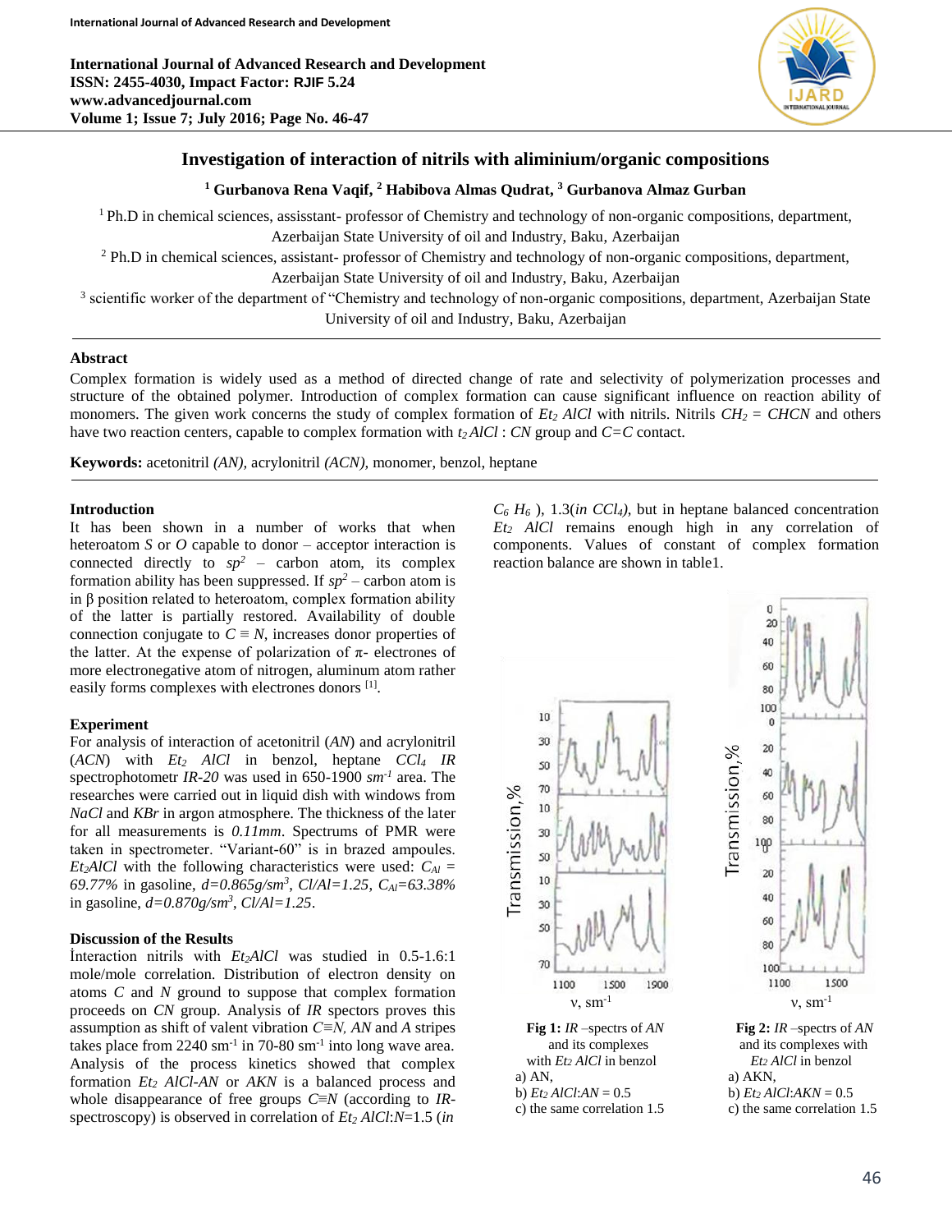International Journal of Advanced Research and Development
ISSN: 2455-4030, Impact Factor: RJIF 5.24
www.advancedjournal.com
Volume 1; Issue 7; July 2016; Page No. 46-47

# Investigation of interaction of nitrils with aliminium/organic compositions

**[1] Gurbanova Rena Vaqif, [2] Habibova Almas Qudrat, [3] Gurbanova Almaz Gurban**

[1] Ph.D in chemical sciences, assisstant- professor of Chemistry and technology of non-organic compositions, department, Azerbaijan State University of oil and Industry, Baku, Azerbaijan

[2] Ph.D in chemical sciences, assistant- professor of Chemistry and technology of non-organic compositions, department, Azerbaijan State University of oil and Industry, Baku, Azerbaijan

[3] scientific worker of the department of "Chemistry and technology of non-organic compositions, department, Azerbaijan State University of oil and Industry, Baku, Azerbaijan

## Abstract

Complex formation is widely used as a method of directed change of rate and selectivity of polymerization processes and structure of the obtained polymer. Introduction of complex formation can cause significant influence on reaction ability of monomers. The given work concerns the study of complex formation of $Et_2\ AlCl$ with nitrils. Nitrils $CH_2 = CHCN$ and others have two reaction centers, capable to complex formation with $t_2 AlCl$ : $CN$ group and $C{=}C$ contact.

**Keywords:** acetonitril *(AN)*, acrylonitril *(ACN)*, monomer, benzol, heptane

## Introduction

It has been shown in a number of works that when heteroatom *S* or *O* capable to donor – acceptor interaction is connected directly to $sp^2$ – carbon atom, its complex formation ability has been suppressed. If $sp^2$ – carbon atom is in β position related to heteroatom, complex formation ability of the latter is partially restored. Availability of double connection conjugate to $C \equiv N$, increases donor properties of the latter. At the expense of polarization of π- electrones of more electronegative atom of nitrogen, aluminum atom rather easily forms complexes with electrones donors [1].

## Experiment

For analysis of interaction of acetonitril (*AN*) and acrylonitril (*ACN*) with $Et_2\ AlCl$ in benzol, heptane $CCl_4$ *IR* spectrophotometr *IR-20* was used in 650-1900 $sm^{-1}$ area. The researches were carried out in liquid dish with windows from *NaCl* and *KBr* in argon atmosphere. The thickness of the later for all measurements is *0.11mm*. Spectrums of PMR were taken in spectrometer. "Variant-60" is in brazed ampoules. $Et_2AlCl$ with the following characteristics were used: $C_{Al} = 69.77\%$ in gasoline, $d=0.865g/sm^3$, $Cl/Al=1.25$, $C_{Al}=63.38\%$ in gasoline, $d=0.870g/sm^3$, $Cl/Al=1.25$.

## Discussion of the Results

İnteraction nitrils with $Et_2AlCl$ was studied in 0.5-1.6:1 mole/mole correlation. Distribution of electron density on atoms *C* and *N* group to suppose that complex formation proceeds on *CN* group. Analysis of *IR* spectors proves this assumption as shift of valent vibration $C{\equiv}N$, *AN* and *A* stripes takes place from 2240 $sm^{-1}$ in 70-80 $sm^{-1}$ into long wave area. Analysis of the process kinetics showed that complex formation $Et_2\ AlCl$-*AN* or *AKN* is a balanced process and whole disappearance of free groups $C{\equiv}N$ (according to *IR*-spectroscopy) is observed in correlation of $Et_2\ AlCl{:}N{=}1.5$ (*in* $C_6H_6$ ), 1.3(*in* $CCl_4$), but in heptane balanced concentration $Et_2\ AlCl$ remains enough high in any correlation of components. Values of constant of complex formation reaction balance are shown in table1.

**Fig 1:** *IR* –spectrs of *AN* and its complexes with $Et_2\ AlCl$ in benzol
a) AN,
b) $Et_2\ AlCl{:}AN = 0.5$
c) the same correlation 1.5

**Fig 2:** *IR* –spectrs of *AN* and its complexes with $Et_2\ AlCl$ in benzol
a) AKN,
b) $Et_2\ AlCl{:}AKN = 0.5$
c) the same correlation 1.5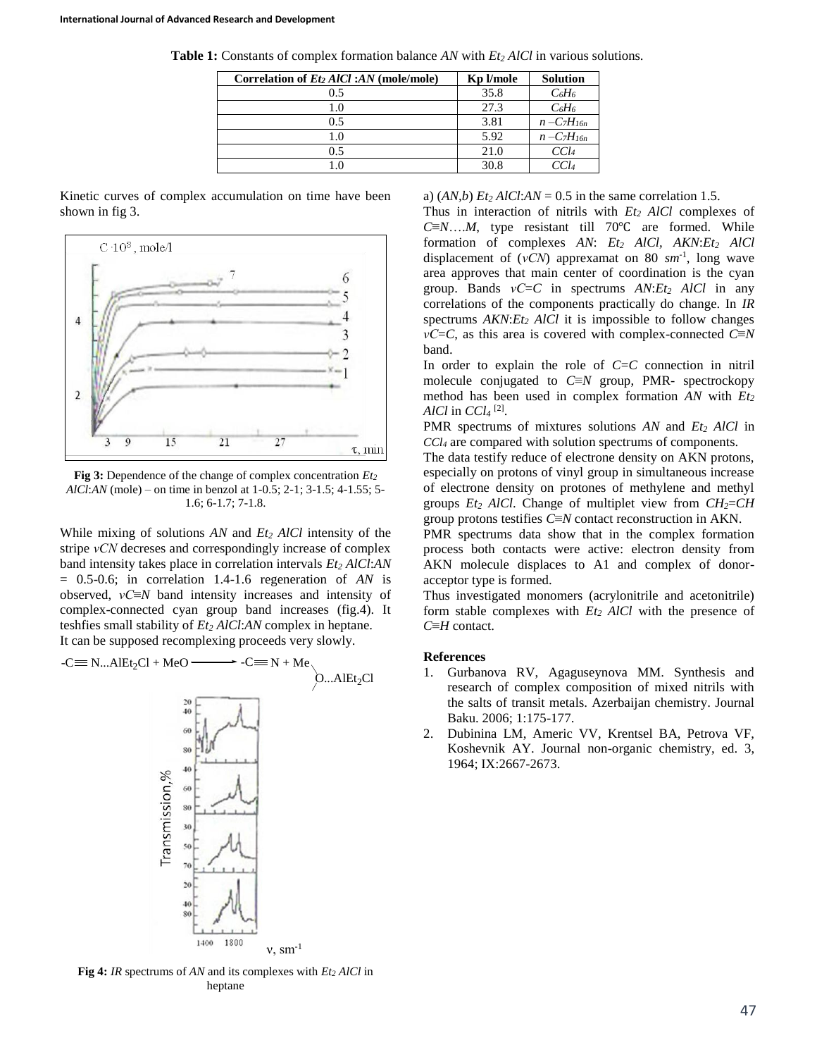**Table 1:** Constants of complex formation balance *AN* with $Et_2 AlCl$ in various solutions.

| Correlation of $Et_2 AlCl$ :*AN* (mole/mole) | Kp l/mole | Solution |
|---|---|---|
| 0.5 | 35.8 | $C_6H_6$ |
| 1.0 | 27.3 | $C_6H_6$ |
| 0.5 | 3.81 | $n-C_7H_{16n}$ |
| 1.0 | 5.92 | $n-C_7H_{16n}$ |
| 0.5 | 21.0 | $CCl_4$ |
| 1.0 | 30.8 | $CCl_4$ |

Kinetic curves of complex accumulation on time have been shown in fig 3.

C·10³, mole/l

7
6
5
4
3
2
1

4
2

3 9 15 21 27 τ, min

**Fig 3:** Dependence of the change of complex concentration $Et_2 AlCl$:*AN* (mole) – on time in benzol at 1-0.5; 2-1; 3-1.5; 4-1.55; 5-1.6; 6-1.7; 7-1.8.

While mixing of solutions *AN* and $Et_2 AlCl$ intensity of the stripe *νCN* decreses and correspondingly increase of complex band intensity takes place in correlation intervals $Et_2 AlCl$:*AN* = 0.5-0.6; in correlation 1.4-1.6 regeneration of *AN* is observed, *νC≡N* band intensity increases and intensity of complex-connected cyan group band increases (fig.4). It teshfies small stability of $Et_2 AlCl$:*AN* complex in heptane.

It can be supposed recomplexing proceeds very slowly.

$$-C\equiv N...AlEt_2Cl + MeO \longrightarrow -C\equiv N + Me \diagdown O...AlEt_2Cl$$

Transmission,%

20
40
60
80
40
60
80
30
50
70
20
40
80

1400 1800 ν, sm⁻¹

**Fig 4:** *IR* spectrums of *AN* and its complexes with $Et_2 AlCl$ in heptane

a) (*AN,b*) $Et_2 AlCl$:*AN* = 0.5 in the same correlation 1.5.

Thus in interaction of nitrils with $Et_2 AlCl$ complexes of *C≡N….M*, type resistant till 70℃ are formed. While formation of complexes *AN*: $Et_2 AlCl$, *AKN*:$Et_2 AlCl$ displacement of (*νCN*) apprexamat on 80 $sm^{-1}$, long wave area approves that main center of coordination is the cyan group. Bands *νC=C* in spectrums *AN*:$Et_2 AlCl$ in any correlations of the components practically do change. In *IR* spectrums *AKN*:$Et_2 AlCl$ it is impossible to follow changes *νC=C*, as this area is covered with complex-connected *C≡N* band.

In order to explain the role of *C=C* connection in nitril molecule conjugated to *C≡N* group, PMR- spectrockopy method has been used in complex formation *AN* with $Et_2 AlCl$ in $CCl_4$ [2].

PMR spectrums of mixtures solutions *AN* and $Et_2 AlCl$ in $CCl_4$ are compared with solution spectrums of components.

The data testify reduce of electrone density on AKN protons, especially on protons of vinyl group in simultaneous increase of electron density on protones of methylene and methyl groups $Et_2 AlCl$. Change of multiplet view from $CH_2$=*CH* group protons testifies *C≡N* contact reconstruction in AKN.

PMR spectrums data show that in the complex formation process both contacts were active: electron density from AKN molecule displaces to A1 and complex of donor-acceptor type is formed.

Thus investigated monomers (acrylonitrile and acetonitrile) form stable complexes with $Et_2 AlCl$ with the presence of *C≡H* contact.

## References

1. Gurbanova RV, Agaguseynova MM. Synthesis and research of complex composition of mixed nitrils with the salts of transit metals. Azerbaijan chemistry. Journal Baku. 2006; 1:175-177.
2. Dubinina LM, Americ VV, Krentsel BA, Petrova VF, Koshevnik AY. Journal non-organic chemistry, ed. 3, 1964; IX:2667-2673.